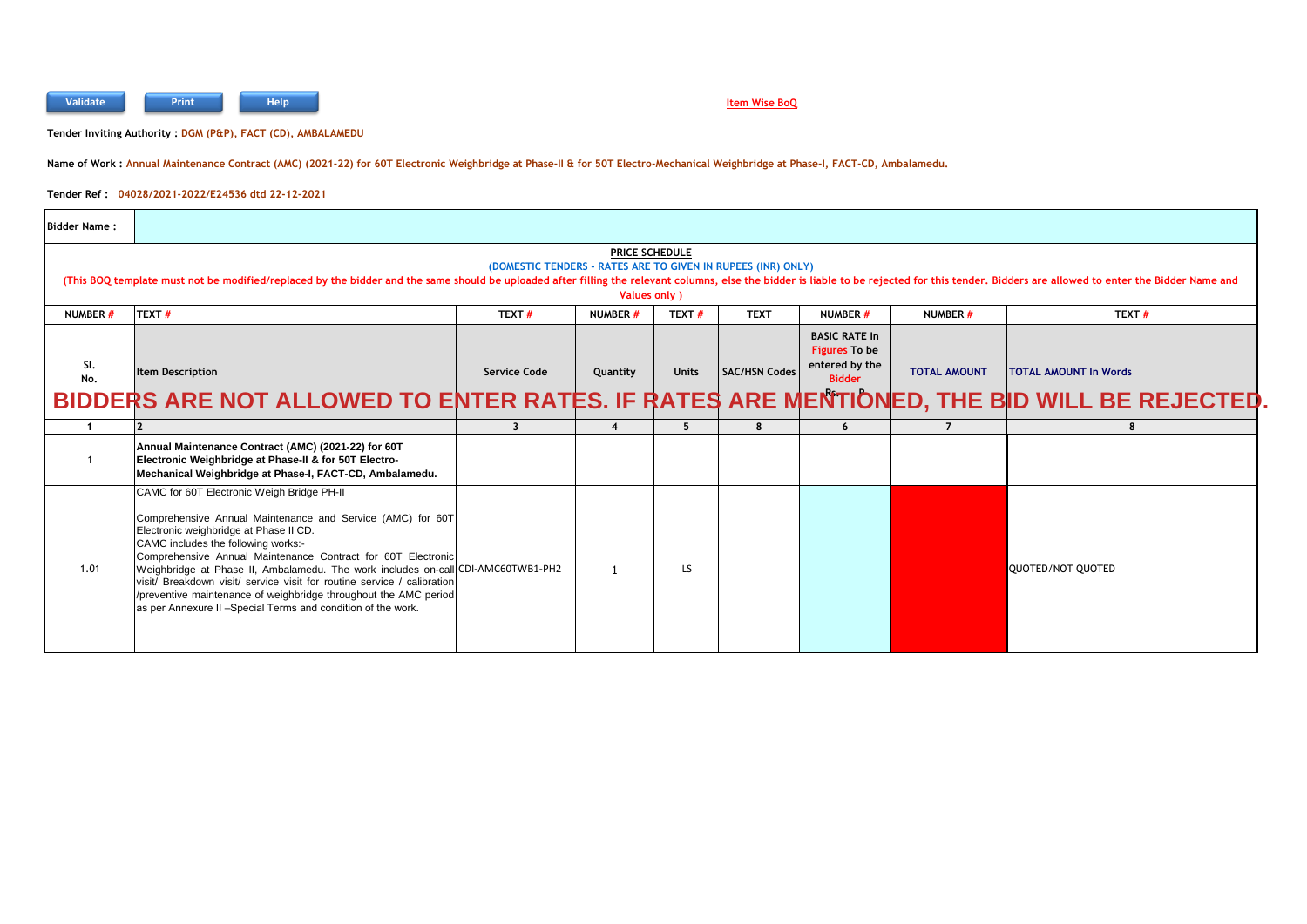Validate | Print | Help

Item Wise BoQ

**Tender Inviting Authority : DGM (P&P), FACT (CD), AMBALAMEDU**

**Name of Work : Annual Maintenance Contract (AMC) (2021-22) for 60T Electronic Weighbridge at Phase-II & for 50T Electro-Mechanical Weighbridge at Phase-I, FACT-CD, Ambalamedu.**

**Tender Ref : 04028/2021-2022/E24536 dtd 22-12-2021**

| Bidder Name : | |
|---|---|

**PRICE SCHEDULE**

**(DOMESTIC TENDERS - RATES ARE TO GIVEN IN RUPEES (INR) ONLY)**

**(This BOQ template must not be modified/replaced by the bidder and the same should be uploaded after filling the relevant columns, else the bidder is liable to be rejected for this tender. Bidders are allowed to enter the Bidder Name and Values only )**

| NUMBER # | TEXT # | TEXT # | NUMBER # | TEXT # | TEXT | NUMBER # | NUMBER # | TEXT # |
|---|---|---|---|---|---|---|---|---|
| Sl. No. | Item Description | Service Code | Quantity | Units | SAC/HSN Codes | BASIC RATE In Figures To be entered by the Bidder Rs. P | TOTAL AMOUNT | TOTAL AMOUNT In Words |
| 1 | 2 | 3 | 4 | 5 | 8 | 6 | 7 | 8 |
| 1 | **Annual Maintenance Contract (AMC) (2021-22) for 60T Electronic Weighbridge at Phase-II & for 50T Electro-Mechanical Weighbridge at Phase-I, FACT-CD, Ambalamedu.** | | | | | | | |
| 1.01 | CAMC for 60T Electronic Weigh Bridge PH-II<br><br>Comprehensive Annual Maintenance and Service (AMC) for 60T Electronic weighbridge at Phase II CD.<br>CAMC includes the following works:-<br>Comprehensive Annual Maintenance Contract for 60T Electronic Weighbridge at Phase II, Ambalamedu. The work includes on-call visit/ Breakdown visit/ service visit for routine service / calibration /preventive maintenance of weighbridge throughout the AMC period as per Annexure II –Special Terms and condition of the work. | CDI-AMC60TWB1-PH2 | 1 | LS | | | | QUOTED/NOT QUOTED |

**BIDDERS ARE NOT ALLOWED TO ENTER RATES. IF RATES ARE MENTIONED, THE BID WILL BE REJECTED.**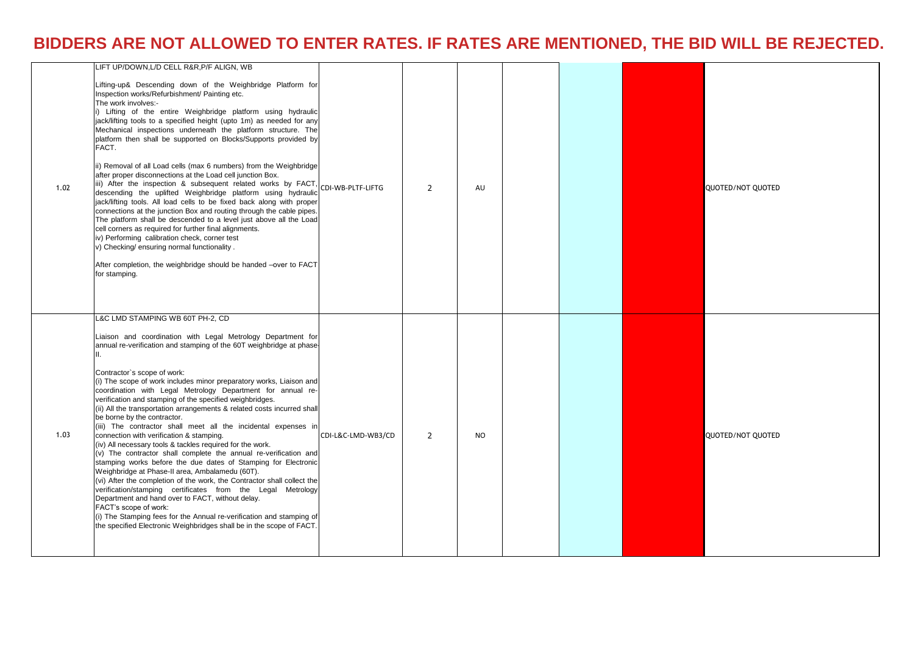# BIDDERS ARE NOT ALLOWED TO ENTER RATES. IF RATES ARE MENTIONED, THE BID WILL BE REJECTED.

| | | | | | | | | |
|---|---|---|---|---|---|---|---|---|
| 1.02 | LIFT UP/DOWN,L/D CELL R&R,P/F ALIGN, WB<br><br>Lifting-up& Descending down of the Weighbridge Platform for Inspection works/Refurbishment/ Painting etc.<br>The work involves:-<br>i) Lifting of the entire Weighbridge platform using hydraulic jack/lifting tools to a specified height (upto 1m) as needed for any Mechanical inspections underneath the platform structure. The platform then shall be supported on Blocks/Supports provided by FACT.<br><br>ii) Removal of all Load cells (max 6 numbers) from the Weighbridge after proper disconnections at the Load cell junction Box.<br>iii) After the inspection & subsequent related works by FACT, descending the uplifted Weighbridge platform using hydraulic jack/lifting tools. All load cells to be fixed back along with proper connections at the junction Box and routing through the cable pipes. The platform shall be descended to a level just above all the Load cell corners as required for further final alignments.<br>iv) Performing calibration check, corner test<br>v) Checking/ ensuring normal functionality .<br><br>After completion, the weighbridge should be handed –over to FACT for stamping. | CDI-WB-PLTF-LIFTG | 2 | AU | | | | QUOTED/NOT QUOTED |
| 1.03 | L&C LMD STAMPING WB 60T PH-2, CD<br><br>Liaison and coordination with Legal Metrology Department for annual re-verification and stamping of the 60T weighbridge at phase-II.<br><br>Contractor`s scope of work:<br>(i) The scope of work includes minor preparatory works, Liaison and coordination with Legal Metrology Department for annual re-verification and stamping of the specified weighbridges.<br>(ii) All the transportation arrangements & related costs incurred shall be borne by the contractor.<br>(iii) The contractor shall meet all the incidental expenses in connection with verification & stamping.<br>(iv) All necessary tools & tackles required for the work.<br>(v) The contractor shall complete the annual re-verification and stamping works before the due dates of Stamping for Electronic Weighbridge at Phase-II area, Ambalamedu (60T).<br>(vi) After the completion of the work, the Contractor shall collect the verification/stamping certificates from the Legal Metrology Department and hand over to FACT, without delay.<br>FACT's scope of work:<br>(i) The Stamping fees for the Annual re-verification and stamping of the specified Electronic Weighbridges shall be in the scope of FACT. | CDI-L&C-LMD-WB3/CD | 2 | NO | | | | QUOTED/NOT QUOTED |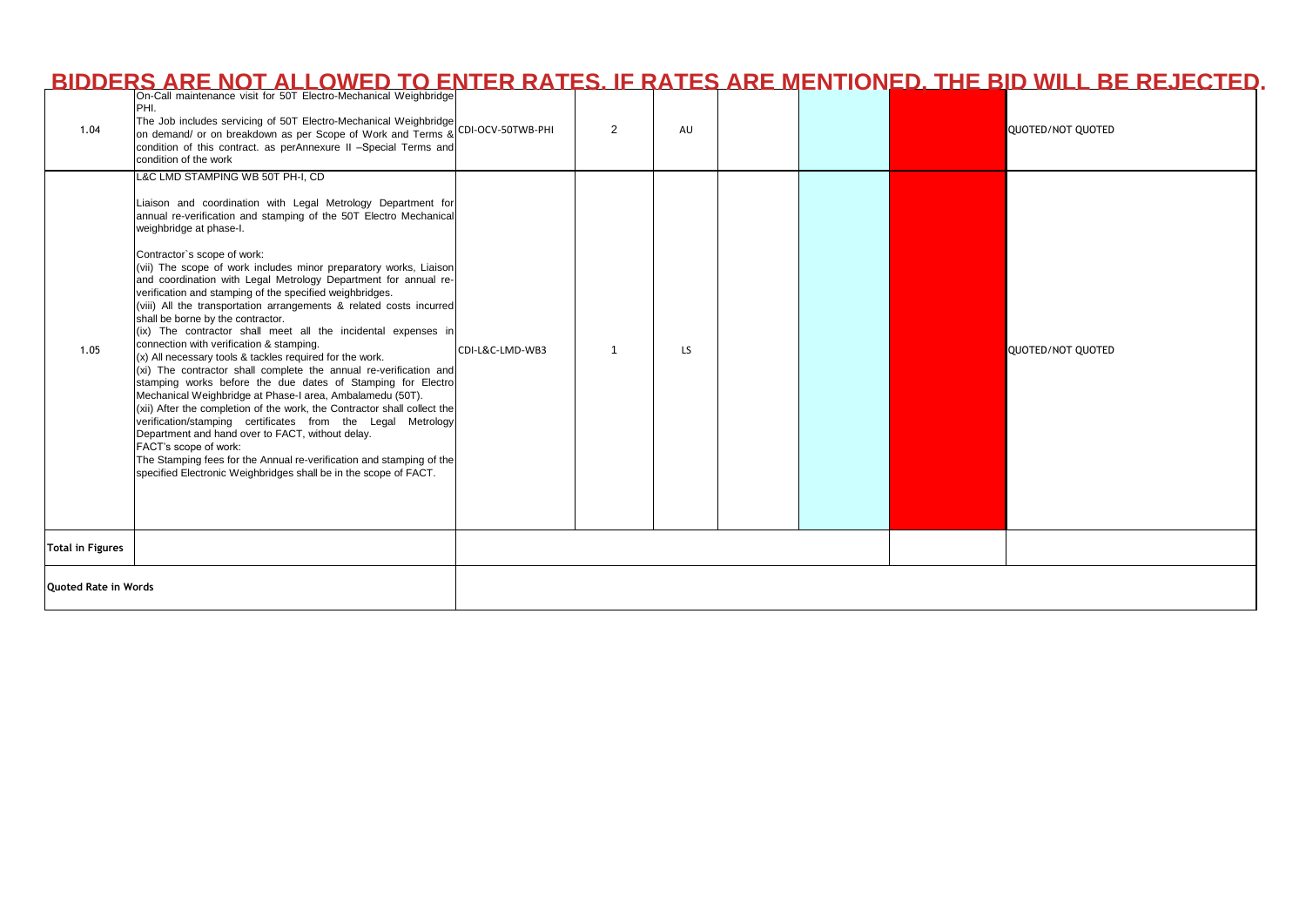**BIDDERS ARE NOT ALLOWED TO ENTER RATES. IF RATES ARE MENTIONED, THE BID WILL BE REJECTED.**

| | | | | | | | | |
|---|---|---|---|---|---|---|---|---|
| 1.04 | On-Call maintenance visit for 50T Electro-Mechanical Weighbridge PHI.<br>The Job includes servicing of 50T Electro-Mechanical Weighbridge on demand/ or on breakdown as per Scope of Work and Terms & condition of this contract. as perAnnexure II –Special Terms and condition of the work | CDI-OCV-50TWB-PHI | 2 | AU | | | | QUOTED/NOT QUOTED |
| 1.05 | L&C LMD STAMPING WB 50T PH-I, CD<br><br>Liaison and coordination with Legal Metrology Department for annual re-verification and stamping of the 50T Electro Mechanical weighbridge at phase-I.<br><br>Contractor`s scope of work:<br>(vii) The scope of work includes minor preparatory works, Liaison and coordination with Legal Metrology Department for annual re-verification and stamping of the specified weighbridges.<br>(viii) All the transportation arrangements & related costs incurred shall be borne by the contractor.<br>(ix) The contractor shall meet all the incidental expenses in connection with verification & stamping.<br>(x) All necessary tools & tackles required for the work.<br>(xi) The contractor shall complete the annual re-verification and stamping works before the due dates of Stamping for Electro Mechanical Weighbridge at Phase-I area, Ambalamedu (50T).<br>(xii) After the completion of the work, the Contractor shall collect the verification/stamping certificates from the Legal Metrology Department and hand over to FACT, without delay.<br>FACT's scope of work:<br>The Stamping fees for the Annual re-verification and stamping of the specified Electronic Weighbridges shall be in the scope of FACT. | CDI-L&C-LMD-WB3 | 1 | LS | | | | QUOTED/NOT QUOTED |
| **Total in Figures** | | | | | | | | |
| **Quoted Rate in Words** | | | | | | | | |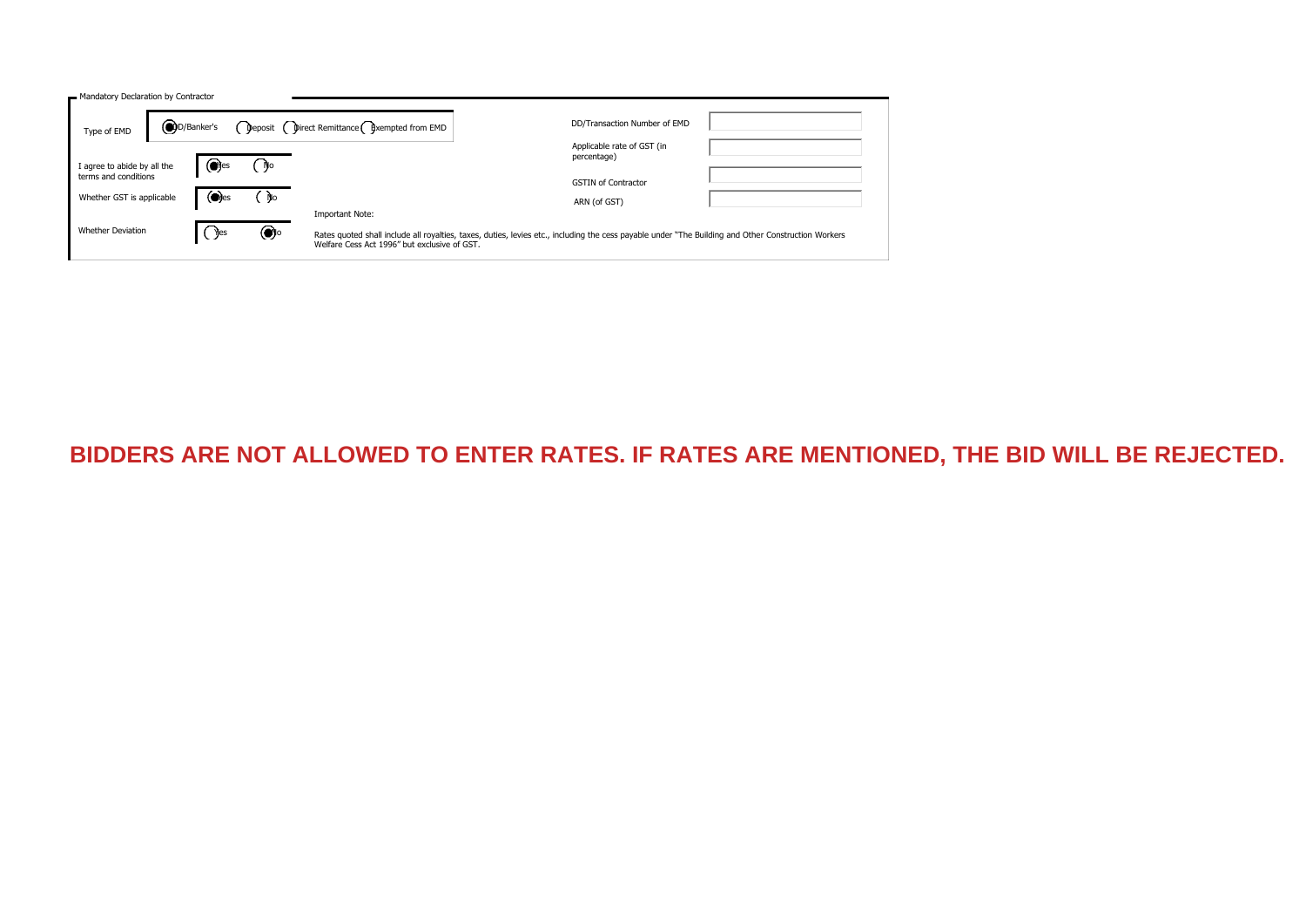Mandatory Declaration by Contractor

| | | | |
|---|---|---|---|
| Type of EMD | (●) DD/Banker's ( ) Deposit ( ) Direct Remittance ( ) Exempted from EMD | DD/Transaction Number of EMD | |
| I agree to abide by all the terms and conditions | (●) Yes ( ) No | Applicable rate of GST (in percentage) | |
| Whether GST is applicable | (●) Yes ( ) No | GSTIN of Contractor | |
| Whether Deviation | ( ) Yes (●) No | ARN (of GST) | |

Important Note:

Rates quoted shall include all royalties, taxes, duties, levies etc., including the cess payable under "The Building and Other Construction Workers Welfare Cess Act 1996" but exclusive of GST.

**BIDDERS ARE NOT ALLOWED TO ENTER RATES. IF RATES ARE MENTIONED, THE BID WILL BE REJECTED.**